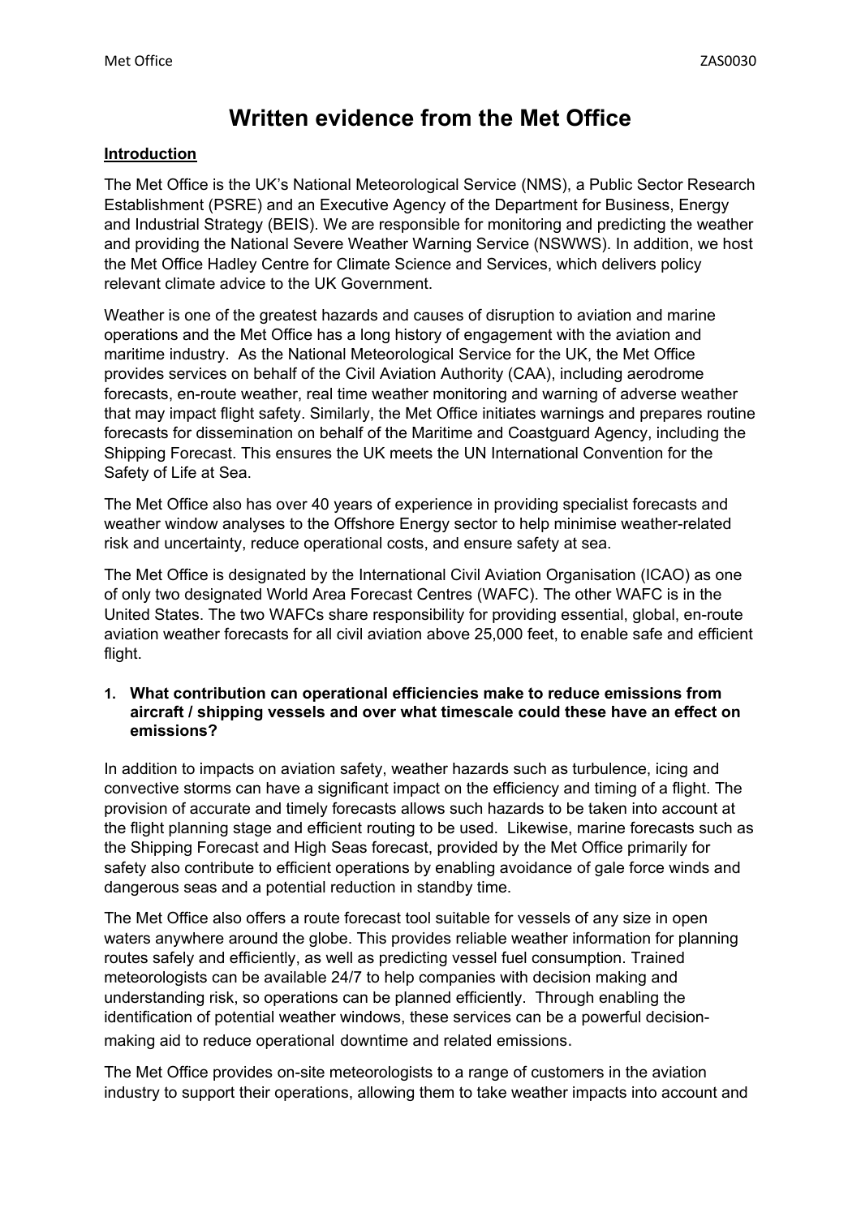# Written evidence from the Met Office

**Introduction**

The Met Office is the UK's National Meteorological Service (NMS), a Public Sector Research Establishment (PSRE) and an Executive Agency of the Department for Business, Energy and Industrial Strategy (BEIS). We are responsible for monitoring and predicting the weather and providing the National Severe Weather Warning Service (NSWWS). In addition, we host the Met Office Hadley Centre for Climate Science and Services, which delivers policy relevant climate advice to the UK Government.

Weather is one of the greatest hazards and causes of disruption to aviation and marine operations and the Met Office has a long history of engagement with the aviation and maritime industry. As the National Meteorological Service for the UK, the Met Office provides services on behalf of the Civil Aviation Authority (CAA), including aerodrome forecasts, en-route weather, real time weather monitoring and warning of adverse weather that may impact flight safety. Similarly, the Met Office initiates warnings and prepares routine forecasts for dissemination on behalf of the Maritime and Coastguard Agency, including the Shipping Forecast. This ensures the UK meets the UN International Convention for the Safety of Life at Sea.

The Met Office also has over 40 years of experience in providing specialist forecasts and weather window analyses to the Offshore Energy sector to help minimise weather-related risk and uncertainty, reduce operational costs, and ensure safety at sea.

The Met Office is designated by the International Civil Aviation Organisation (ICAO) as one of only two designated World Area Forecast Centres (WAFC). The other WAFC is in the United States. The two WAFCs share responsibility for providing essential, global, en-route aviation weather forecasts for all civil aviation above 25,000 feet, to enable safe and efficient flight.

1. **What contribution can operational efficiencies make to reduce emissions from aircraft / shipping vessels and over what timescale could these have an effect on emissions?**

In addition to impacts on aviation safety, weather hazards such as turbulence, icing and convective storms can have a significant impact on the efficiency and timing of a flight. The provision of accurate and timely forecasts allows such hazards to be taken into account at the flight planning stage and efficient routing to be used. Likewise, marine forecasts such as the Shipping Forecast and High Seas forecast, provided by the Met Office primarily for safety also contribute to efficient operations by enabling avoidance of gale force winds and dangerous seas and a potential reduction in standby time.

The Met Office also offers a route forecast tool suitable for vessels of any size in open waters anywhere around the globe. This provides reliable weather information for planning routes safely and efficiently, as well as predicting vessel fuel consumption. Trained meteorologists can be available 24/7 to help companies with decision making and understanding risk, so operations can be planned efficiently. Through enabling the identification of potential weather windows, these services can be a powerful decision-making aid to reduce operational downtime and related emissions.

The Met Office provides on-site meteorologists to a range of customers in the aviation industry to support their operations, allowing them to take weather impacts into account and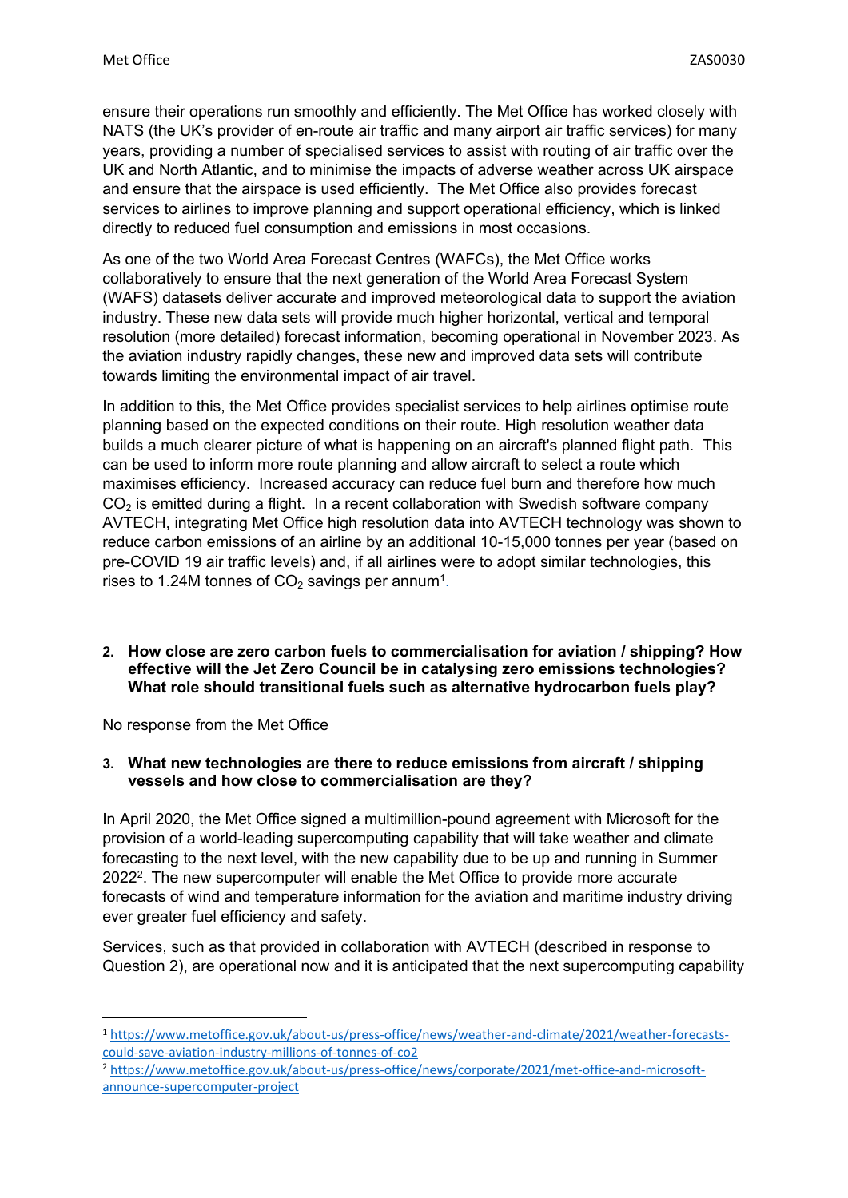ensure their operations run smoothly and efficiently. The Met Office has worked closely with NATS (the UK's provider of en-route air traffic and many airport air traffic services) for many years, providing a number of specialised services to assist with routing of air traffic over the UK and North Atlantic, and to minimise the impacts of adverse weather across UK airspace and ensure that the airspace is used efficiently. The Met Office also provides forecast services to airlines to improve planning and support operational efficiency, which is linked directly to reduced fuel consumption and emissions in most occasions.

As one of the two World Area Forecast Centres (WAFCs), the Met Office works collaboratively to ensure that the next generation of the World Area Forecast System (WAFS) datasets deliver accurate and improved meteorological data to support the aviation industry. These new data sets will provide much higher horizontal, vertical and temporal resolution (more detailed) forecast information, becoming operational in November 2023. As the aviation industry rapidly changes, these new and improved data sets will contribute towards limiting the environmental impact of air travel.

In addition to this, the Met Office provides specialist services to help airlines optimise route planning based on the expected conditions on their route. High resolution weather data builds a much clearer picture of what is happening on an aircraft's planned flight path. This can be used to inform more route planning and allow aircraft to select a route which maximises efficiency. Increased accuracy can reduce fuel burn and therefore how much $CO_2$ is emitted during a flight. In a recent collaboration with Swedish software company AVTECH, integrating Met Office high resolution data into AVTECH technology was shown to reduce carbon emissions of an airline by an additional 10-15,000 tonnes per year (based on pre-COVID 19 air traffic levels) and, if all airlines were to adopt similar technologies, this rises to 1.24M tonnes of $CO_2$ savings per annum[1].

**2. How close are zero carbon fuels to commercialisation for aviation / shipping? How effective will the Jet Zero Council be in catalysing zero emissions technologies? What role should transitional fuels such as alternative hydrocarbon fuels play?**

No response from the Met Office

**3. What new technologies are there to reduce emissions from aircraft / shipping vessels and how close to commercialisation are they?**

In April 2020, the Met Office signed a multimillion-pound agreement with Microsoft for the provision of a world-leading supercomputing capability that will take weather and climate forecasting to the next level, with the new capability due to be up and running in Summer 2022[2]. The new supercomputer will enable the Met Office to provide more accurate forecasts of wind and temperature information for the aviation and maritime industry driving ever greater fuel efficiency and safety.

Services, such as that provided in collaboration with AVTECH (described in response to Question 2), are operational now and it is anticipated that the next supercomputing capability

---

[1] https://www.metoffice.gov.uk/about-us/press-office/news/weather-and-climate/2021/weather-forecasts-could-save-aviation-industry-millions-of-tonnes-of-co2

[2] https://www.metoffice.gov.uk/about-us/press-office/news/corporate/2021/met-office-and-microsoft-announce-supercomputer-project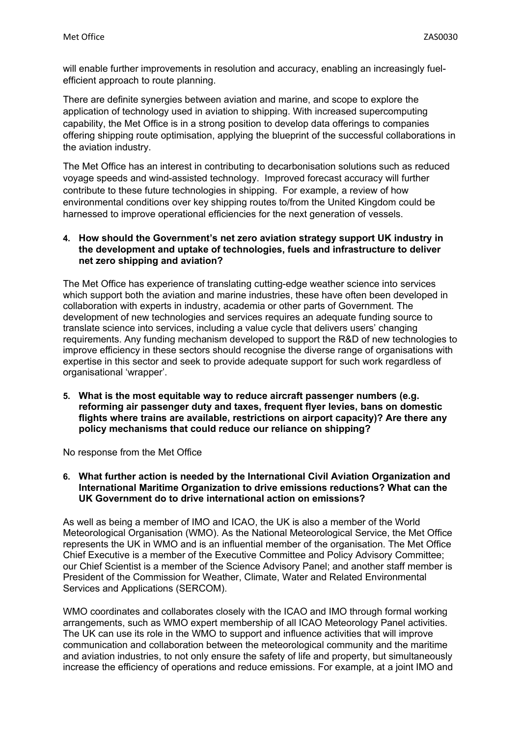will enable further improvements in resolution and accuracy, enabling an increasingly fuel-efficient approach to route planning.

There are definite synergies between aviation and marine, and scope to explore the application of technology used in aviation to shipping. With increased supercomputing capability, the Met Office is in a strong position to develop data offerings to companies offering shipping route optimisation, applying the blueprint of the successful collaborations in the aviation industry.

The Met Office has an interest in contributing to decarbonisation solutions such as reduced voyage speeds and wind-assisted technology. Improved forecast accuracy will further contribute to these future technologies in shipping. For example, a review of how environmental conditions over key shipping routes to/from the United Kingdom could be harnessed to improve operational efficiencies for the next generation of vessels.

**4. How should the Government's net zero aviation strategy support UK industry in the development and uptake of technologies, fuels and infrastructure to deliver net zero shipping and aviation?**

The Met Office has experience of translating cutting-edge weather science into services which support both the aviation and marine industries, these have often been developed in collaboration with experts in industry, academia or other parts of Government. The development of new technologies and services requires an adequate funding source to translate science into services, including a value cycle that delivers users' changing requirements. Any funding mechanism developed to support the R&D of new technologies to improve efficiency in these sectors should recognise the diverse range of organisations with expertise in this sector and seek to provide adequate support for such work regardless of organisational 'wrapper'.

**5. What is the most equitable way to reduce aircraft passenger numbers (e.g. reforming air passenger duty and taxes, frequent flyer levies, bans on domestic flights where trains are available, restrictions on airport capacity)? Are there any policy mechanisms that could reduce our reliance on shipping?**

No response from the Met Office

**6. What further action is needed by the International Civil Aviation Organization and International Maritime Organization to drive emissions reductions? What can the UK Government do to drive international action on emissions?**

As well as being a member of IMO and ICAO, the UK is also a member of the World Meteorological Organisation (WMO). As the National Meteorological Service, the Met Office represents the UK in WMO and is an influential member of the organisation. The Met Office Chief Executive is a member of the Executive Committee and Policy Advisory Committee; our Chief Scientist is a member of the Science Advisory Panel; and another staff member is President of the Commission for Weather, Climate, Water and Related Environmental Services and Applications (SERCOM).

WMO coordinates and collaborates closely with the ICAO and IMO through formal working arrangements, such as WMO expert membership of all ICAO Meteorology Panel activities. The UK can use its role in the WMO to support and influence activities that will improve communication and collaboration between the meteorological community and the maritime and aviation industries, to not only ensure the safety of life and property, but simultaneously increase the efficiency of operations and reduce emissions. For example, at a joint IMO and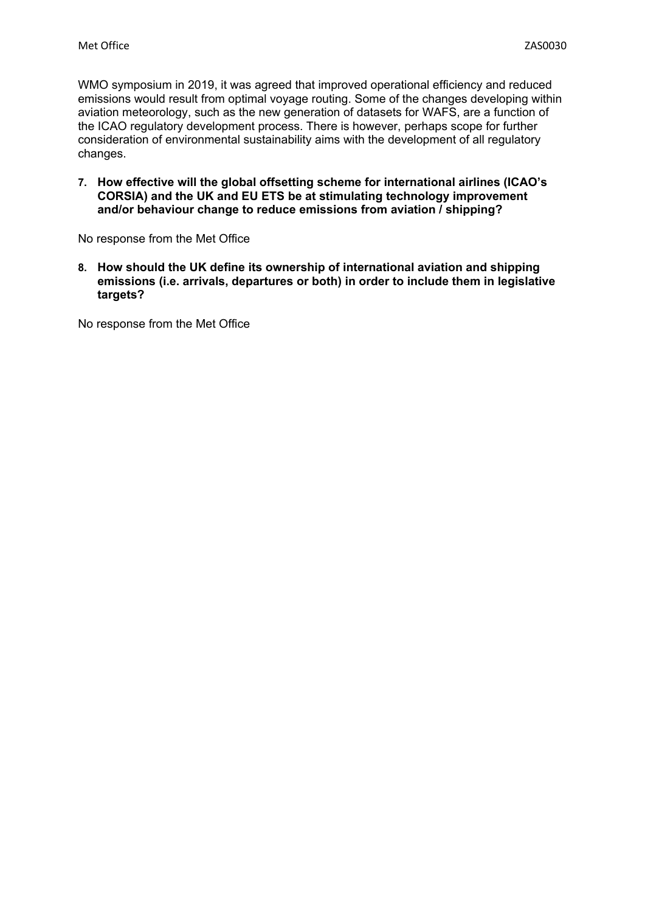WMO symposium in 2019, it was agreed that improved operational efficiency and reduced emissions would result from optimal voyage routing. Some of the changes developing within aviation meteorology, such as the new generation of datasets for WAFS, are a function of the ICAO regulatory development process. There is however, perhaps scope for further consideration of environmental sustainability aims with the development of all regulatory changes.

7. **How effective will the global offsetting scheme for international airlines (ICAO's CORSIA) and the UK and EU ETS be at stimulating technology improvement and/or behaviour change to reduce emissions from aviation / shipping?**

No response from the Met Office

8. **How should the UK define its ownership of international aviation and shipping emissions (i.e. arrivals, departures or both) in order to include them in legislative targets?**

No response from the Met Office